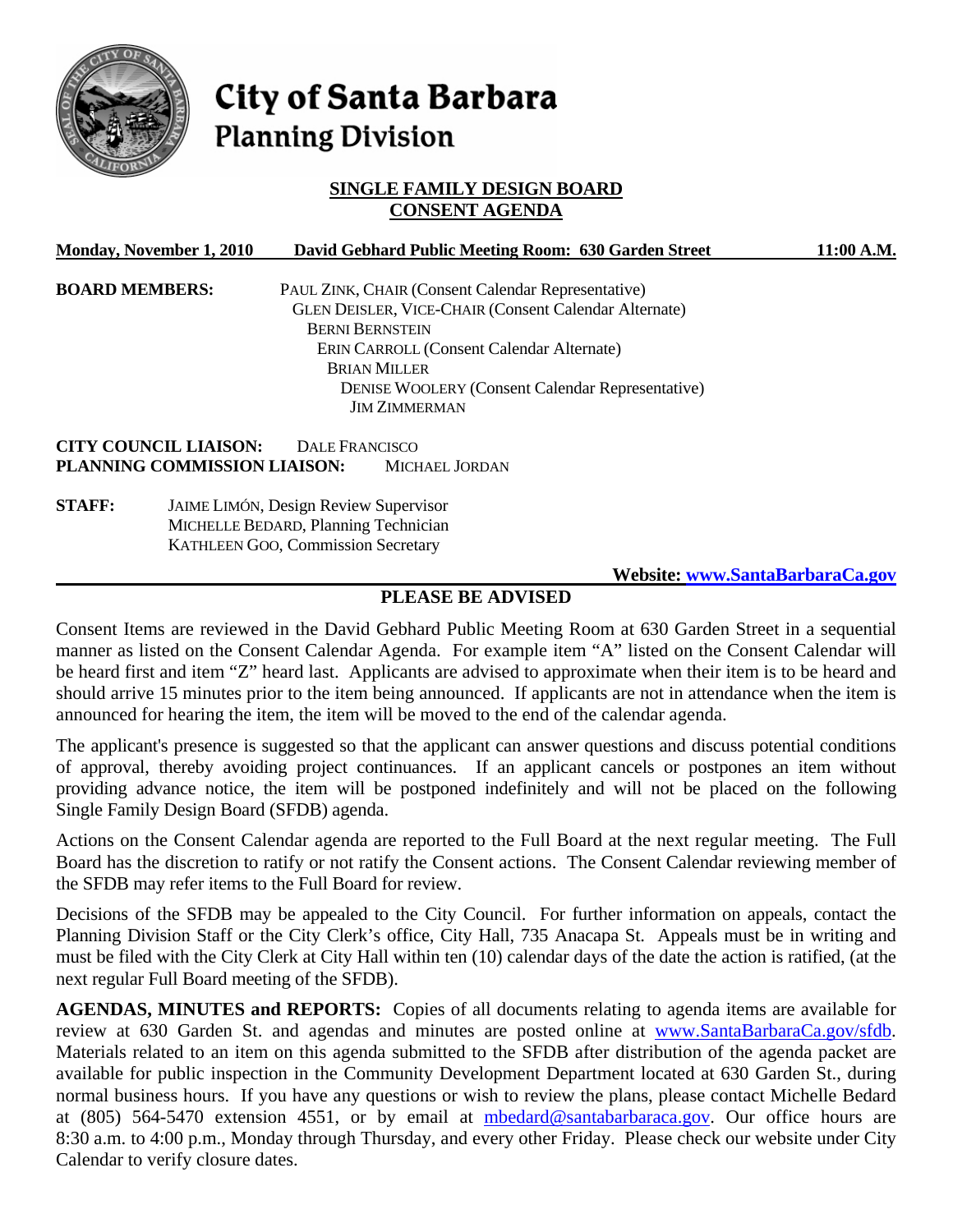# City of Santa Barbara
## Planning Division

### SINGLE FAMILY DESIGN BOARD
### CONSENT AGENDA

**Monday, November 1, 2010 David Gebhard Public Meeting Room: 630 Garden Street 11:00 A.M.**

**BOARD MEMBERS:**
PAUL ZINK, CHAIR (Consent Calendar Representative)
GLEN DEISLER, VICE-CHAIR (Consent Calendar Alternate)
BERNI BERNSTEIN
ERIN CARROLL (Consent Calendar Alternate)
BRIAN MILLER
DENISE WOOLERY (Consent Calendar Representative)
JIM ZIMMERMAN

**CITY COUNCIL LIAISON:** DALE FRANCISCO
**PLANNING COMMISSION LIAISON:** MICHAEL JORDAN

**STAFF:**
JAIME LIMÓN, Design Review Supervisor
MICHELLE BEDARD, Planning Technician
KATHLEEN GOO, Commission Secretary

**Website: www.SantaBarbaraCa.gov**

### PLEASE BE ADVISED

Consent Items are reviewed in the David Gebhard Public Meeting Room at 630 Garden Street in a sequential manner as listed on the Consent Calendar Agenda. For example item "A" listed on the Consent Calendar will be heard first and item "Z" heard last. Applicants are advised to approximate when their item is to be heard and should arrive 15 minutes prior to the item being announced. If applicants are not in attendance when the item is announced for hearing the item, the item will be moved to the end of the calendar agenda.

The applicant's presence is suggested so that the applicant can answer questions and discuss potential conditions of approval, thereby avoiding project continuances. If an applicant cancels or postpones an item without providing advance notice, the item will be postponed indefinitely and will not be placed on the following Single Family Design Board (SFDB) agenda.

Actions on the Consent Calendar agenda are reported to the Full Board at the next regular meeting. The Full Board has the discretion to ratify or not ratify the Consent actions. The Consent Calendar reviewing member of the SFDB may refer items to the Full Board for review.

Decisions of the SFDB may be appealed to the City Council. For further information on appeals, contact the Planning Division Staff or the City Clerk's office, City Hall, 735 Anacapa St. Appeals must be in writing and must be filed with the City Clerk at City Hall within ten (10) calendar days of the date the action is ratified, (at the next regular Full Board meeting of the SFDB).

**AGENDAS, MINUTES and REPORTS:** Copies of all documents relating to agenda items are available for review at 630 Garden St. and agendas and minutes are posted online at www.SantaBarbaraCa.gov/sfdb. Materials related to an item on this agenda submitted to the SFDB after distribution of the agenda packet are available for public inspection in the Community Development Department located at 630 Garden St., during normal business hours. If you have any questions or wish to review the plans, please contact Michelle Bedard at (805) 564-5470 extension 4551, or by email at mbedard@santabarbaraca.gov. Our office hours are 8:30 a.m. to 4:00 p.m., Monday through Thursday, and every other Friday. Please check our website under City Calendar to verify closure dates.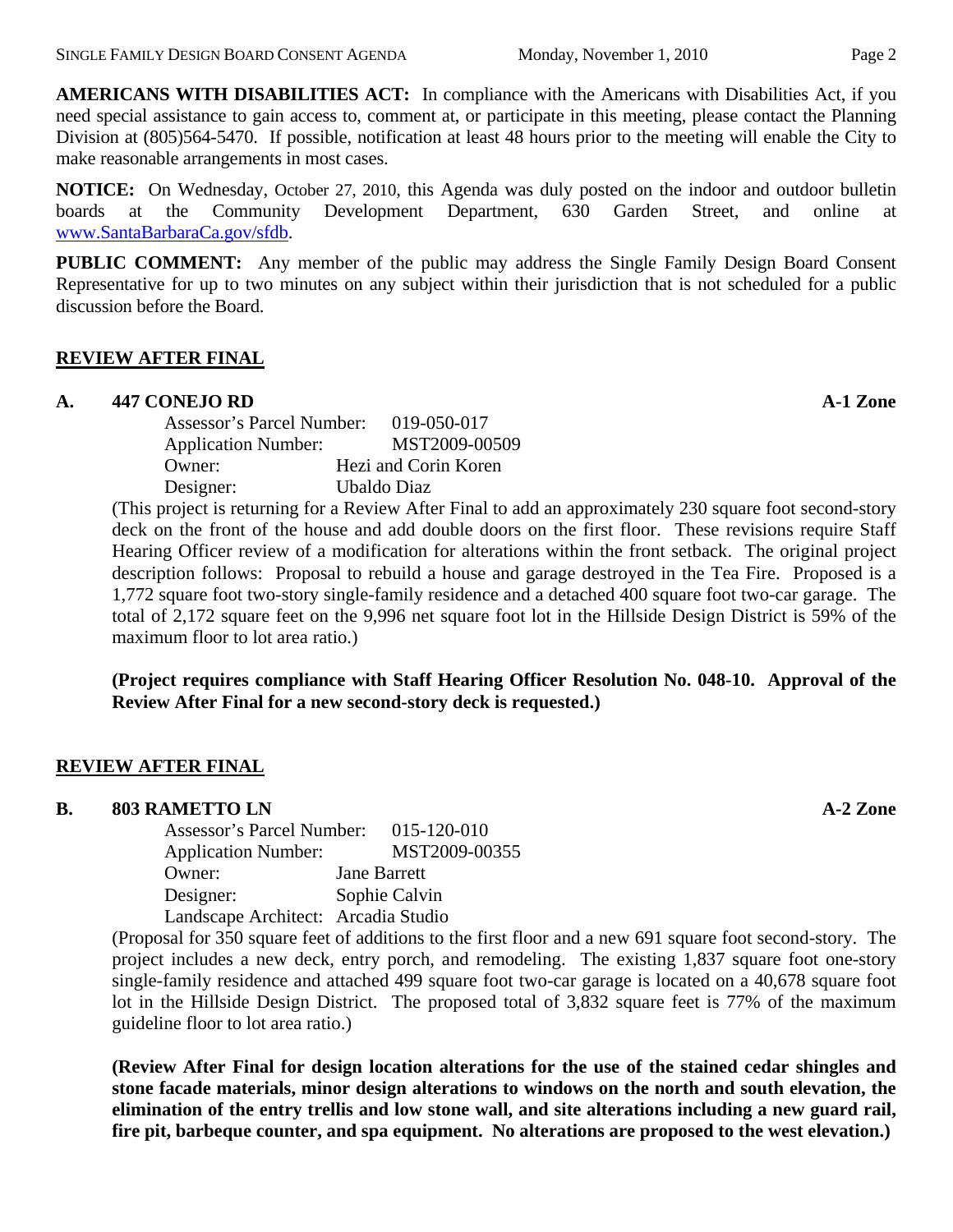**AMERICANS WITH DISABILITIES ACT:** In compliance with the Americans with Disabilities Act, if you need special assistance to gain access to, comment at, or participate in this meeting, please contact the Planning Division at (805)564-5470. If possible, notification at least 48 hours prior to the meeting will enable the City to make reasonable arrangements in most cases.

**NOTICE:** On Wednesday, October 27, 2010, this Agenda was duly posted on the indoor and outdoor bulletin boards at the Community Development Department, 630 Garden Street, and online at www.SantaBarbaraCa.gov/sfdb.

**PUBLIC COMMENT:** Any member of the public may address the Single Family Design Board Consent Representative for up to two minutes on any subject within their jurisdiction that is not scheduled for a public discussion before the Board.

## REVIEW AFTER FINAL

### A. 447 CONEJO RD — A-1 Zone

Assessor's Parcel Number: 019-050-017
Application Number: MST2009-00509
Owner: Hezi and Corin Koren
Designer: Ubaldo Diaz

(This project is returning for a Review After Final to add an approximately 230 square foot second-story deck on the front of the house and add double doors on the first floor. These revisions require Staff Hearing Officer review of a modification for alterations within the front setback. The original project description follows: Proposal to rebuild a house and garage destroyed in the Tea Fire. Proposed is a 1,772 square foot two-story single-family residence and a detached 400 square foot two-car garage. The total of 2,172 square feet on the 9,996 net square foot lot in the Hillside Design District is 59% of the maximum floor to lot area ratio.)

**(Project requires compliance with Staff Hearing Officer Resolution No. 048-10. Approval of the Review After Final for a new second-story deck is requested.)**

## REVIEW AFTER FINAL

### B. 803 RAMETTO LN — A-2 Zone

Assessor's Parcel Number: 015-120-010
Application Number: MST2009-00355
Owner: Jane Barrett
Designer: Sophie Calvin
Landscape Architect: Arcadia Studio

(Proposal for 350 square feet of additions to the first floor and a new 691 square foot second-story. The project includes a new deck, entry porch, and remodeling. The existing 1,837 square foot one-story single-family residence and attached 499 square foot two-car garage is located on a 40,678 square foot lot in the Hillside Design District. The proposed total of 3,832 square feet is 77% of the maximum guideline floor to lot area ratio.)

**(Review After Final for design location alterations for the use of the stained cedar shingles and stone facade materials, minor design alterations to windows on the north and south elevation, the elimination of the entry trellis and low stone wall, and site alterations including a new guard rail, fire pit, barbeque counter, and spa equipment. No alterations are proposed to the west elevation.)**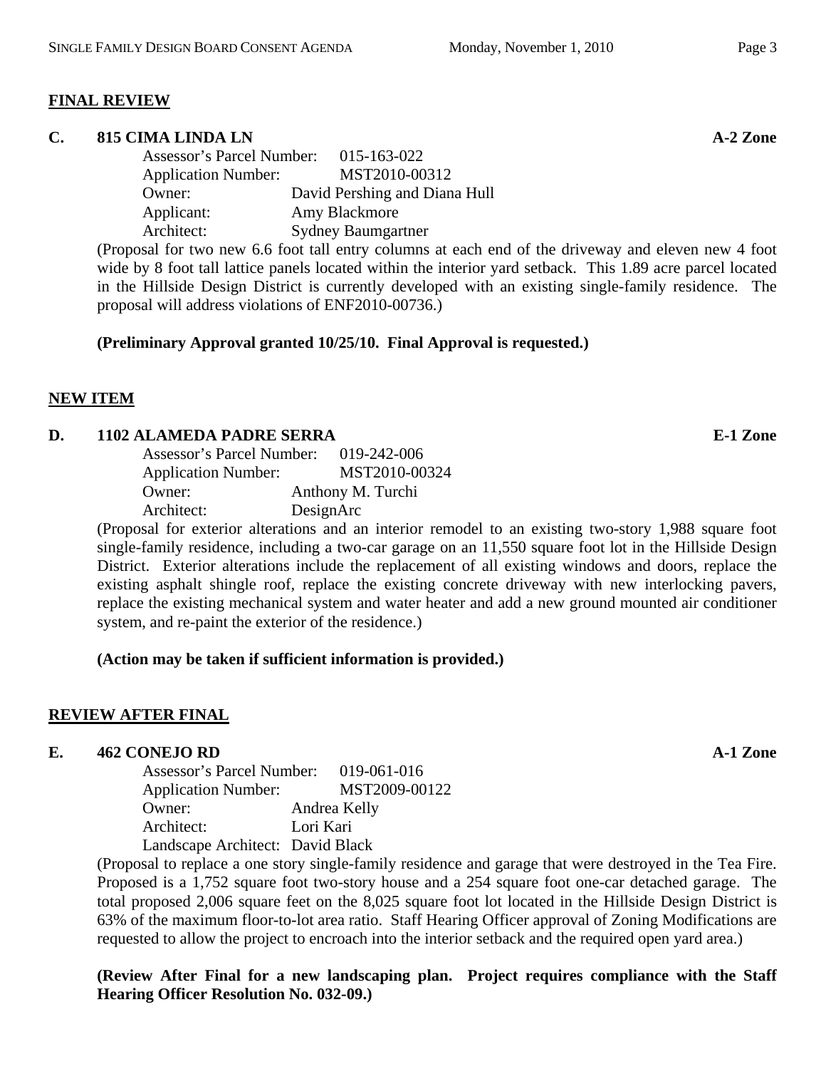## FINAL REVIEW

### C. 815 CIMA LINDA LN — A-2 Zone

Assessor's Parcel Number: 015-163-022
Application Number: MST2010-00312
Owner: David Pershing and Diana Hull
Applicant: Amy Blackmore
Architect: Sydney Baumgartner

(Proposal for two new 6.6 foot tall entry columns at each end of the driveway and eleven new 4 foot wide by 8 foot tall lattice panels located within the interior yard setback. This 1.89 acre parcel located in the Hillside Design District is currently developed with an existing single-family residence. The proposal will address violations of ENF2010-00736.)

**(Preliminary Approval granted 10/25/10. Final Approval is requested.)**

## NEW ITEM

### D. 1102 ALAMEDA PADRE SERRA — E-1 Zone

Assessor's Parcel Number: 019-242-006
Application Number: MST2010-00324
Owner: Anthony M. Turchi
Architect: DesignArc

(Proposal for exterior alterations and an interior remodel to an existing two-story 1,988 square foot single-family residence, including a two-car garage on an 11,550 square foot lot in the Hillside Design District. Exterior alterations include the replacement of all existing windows and doors, replace the existing asphalt shingle roof, replace the existing concrete driveway with new interlocking pavers, replace the existing mechanical system and water heater and add a new ground mounted air conditioner system, and re-paint the exterior of the residence.)

**(Action may be taken if sufficient information is provided.)**

## REVIEW AFTER FINAL

### E. 462 CONEJO RD — A-1 Zone

Assessor's Parcel Number: 019-061-016
Application Number: MST2009-00122
Owner: Andrea Kelly
Architect: Lori Kari
Landscape Architect: David Black

(Proposal to replace a one story single-family residence and garage that were destroyed in the Tea Fire. Proposed is a 1,752 square foot two-story house and a 254 square foot one-car detached garage. The total proposed 2,006 square feet on the 8,025 square foot lot located in the Hillside Design District is 63% of the maximum floor-to-lot area ratio. Staff Hearing Officer approval of Zoning Modifications are requested to allow the project to encroach into the interior setback and the required open yard area.)

**(Review After Final for a new landscaping plan. Project requires compliance with the Staff Hearing Officer Resolution No. 032-09.)**